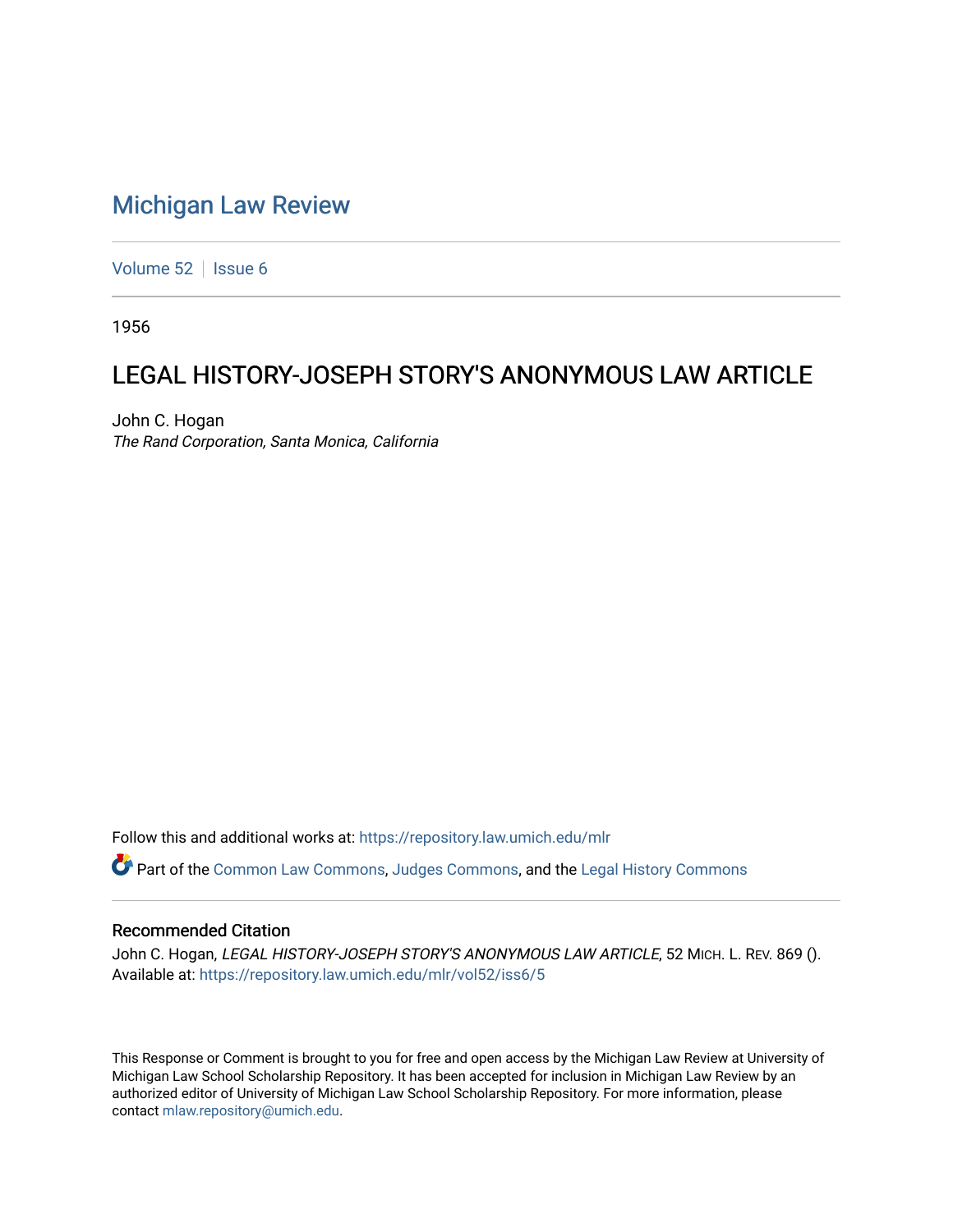# Michigan Law Review

Volume 52 | Issue 6

1956

## LEGAL HISTORY-JOSEPH STORY'S ANONYMOUS LAW ARTICLE

John C. Hogan
*The Rand Corporation, Santa Monica, California*

Follow this and additional works at: https://repository.law.umich.edu/mlr

Part of the Common Law Commons, Judges Commons, and the Legal History Commons

### Recommended Citation

John C. Hogan, *LEGAL HISTORY-JOSEPH STORY'S ANONYMOUS LAW ARTICLE*, 52 MICH. L. REV. 869 ().
Available at: https://repository.law.umich.edu/mlr/vol52/iss6/5

This Response or Comment is brought to you for free and open access by the Michigan Law Review at University of Michigan Law School Scholarship Repository. It has been accepted for inclusion in Michigan Law Review by an authorized editor of University of Michigan Law School Scholarship Repository. For more information, please contact mlaw.repository@umich.edu.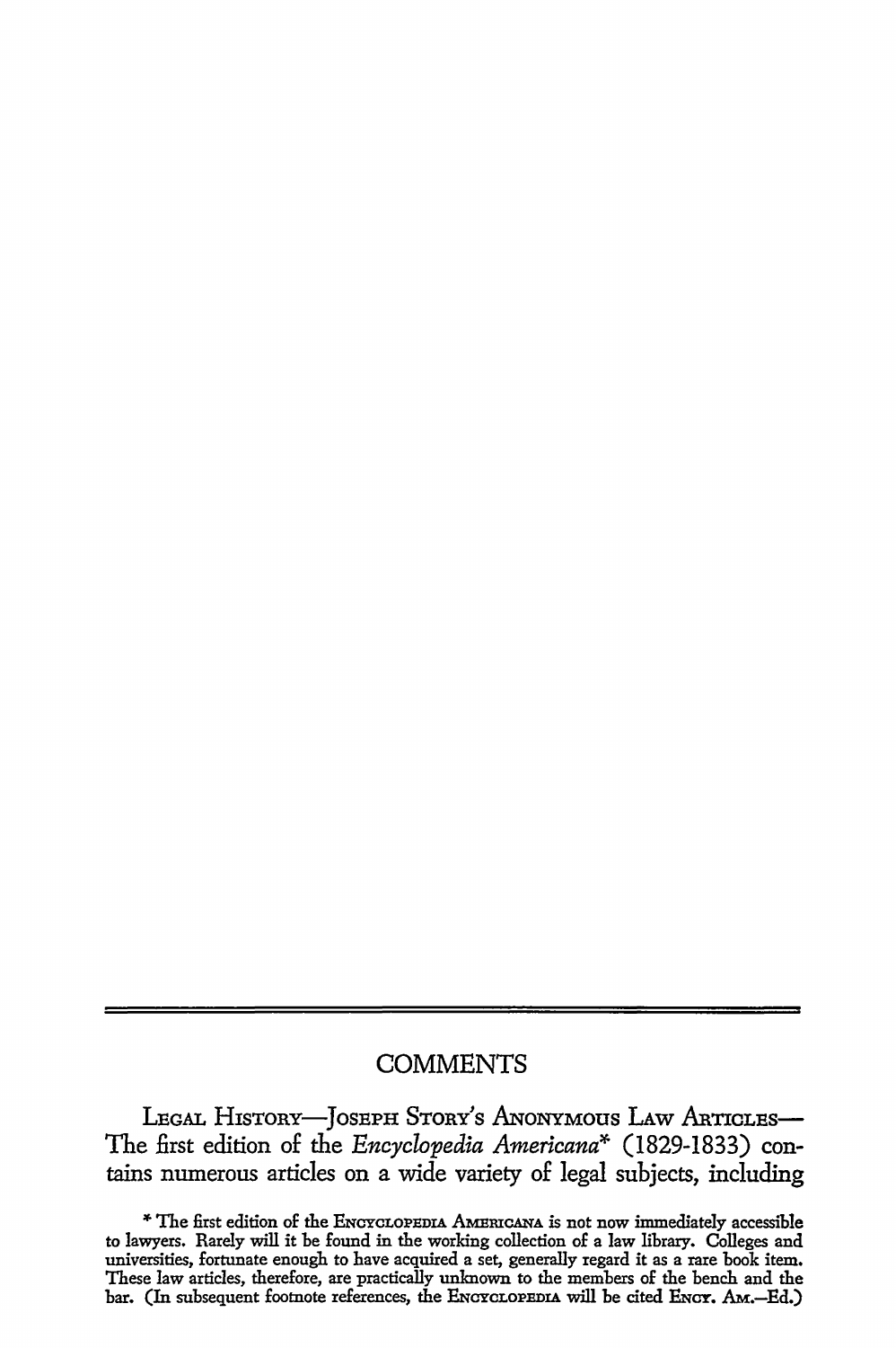# COMMENTS

LEGAL HISTORY—JOSEPH STORY'S ANONYMOUS LAW ARTICLES—The first edition of the *Encyclopedia Americana*\* (1829-1833) contains numerous articles on a wide variety of legal subjects, including

\* The first edition of the ENCYCLOPEDIA AMERICANA is not now immediately accessible to lawyers. Rarely will it be found in the working collection of a law library. Colleges and universities, fortunate enough to have acquired a set, generally regard it as a rare book item. These law articles, therefore, are practically unknown to the members of the bench and the bar. (In subsequent footnote references, the ENCYCLOPEDIA will be cited ENCY. AM.—Ed.)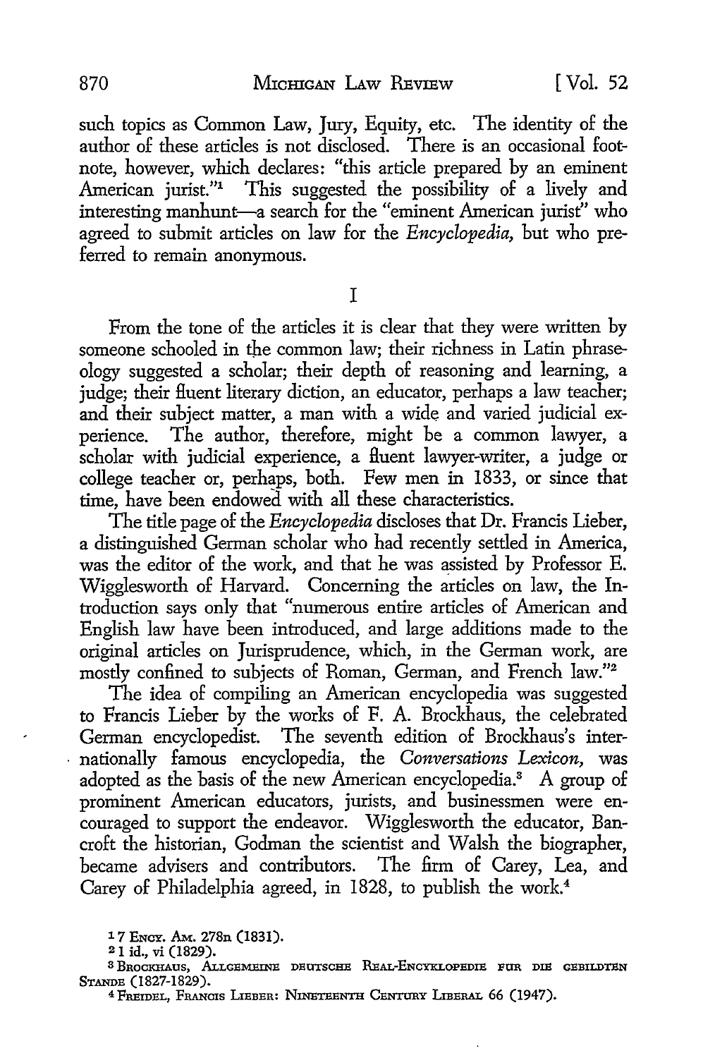such topics as Common Law, Jury, Equity, etc. The identity of the author of these articles is not disclosed. There is an occasional footnote, however, which declares: "this article prepared by an eminent American jurist."[1] This suggested the possibility of a lively and interesting manhunt—a search for the "eminent American jurist" who agreed to submit articles on law for the *Encyclopedia,* but who preferred to remain anonymous.

## I

From the tone of the articles it is clear that they were written by someone schooled in the common law; their richness in Latin phraseology suggested a scholar; their depth of reasoning and learning, a judge; their fluent literary diction, an educator, perhaps a law teacher; and their subject matter, a man with a wide and varied judicial experience. The author, therefore, might be a common lawyer, a scholar with judicial experience, a fluent lawyer-writer, a judge or college teacher or, perhaps, both. Few men in 1833, or since that time, have been endowed with all these characteristics.

The title page of the *Encyclopedia* discloses that Dr. Francis Lieber, a distinguished German scholar who had recently settled in America, was the editor of the work, and that he was assisted by Professor E. Wigglesworth of Harvard. Concerning the articles on law, the Introduction says only that "numerous entire articles of American and English law have been introduced, and large additions made to the original articles on Jurisprudence, which, in the German work, are mostly confined to subjects of Roman, German, and French law."[2]

The idea of compiling an American encyclopedia was suggested to Francis Lieber by the works of F. A. Brockhaus, the celebrated German encyclopedist. The seventh edition of Brockhaus's internationally famous encyclopedia, the *Conversations Lexicon,* was adopted as the basis of the new American encyclopedia.[3] A group of prominent American educators, jurists, and businessmen were encouraged to support the endeavor. Wigglesworth the educator, Bancroft the historian, Godman the scientist and Walsh the biographer, became advisers and contributors. The firm of Carey, Lea, and Carey of Philadelphia agreed, in 1828, to publish the work.[4]

---

[1] 7 ENCY. AM. 278n (1831).

[2] 1 id., vi (1829).

[3] BROCKHAUS, ALLGEMEINE DEUTSCHE REAL-ENCYKLOPEDIE FUR DIE GEBILDTEN STANDE (1827-1829).

[4] FREIDEL, FRANCIS LIEBER: NINETEENTH CENTURY LIBERAL 66 (1947).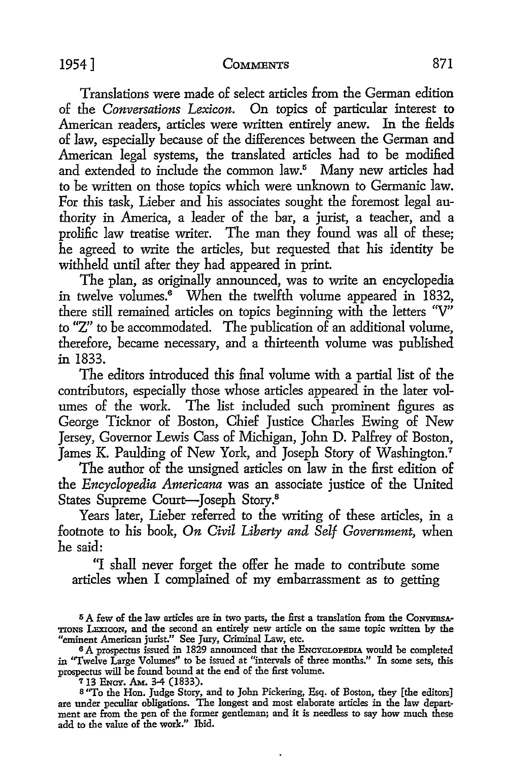Translations were made of select articles from the German edition of the *Conversations Lexicon.* On topics of particular interest to American readers, articles were written entirely anew. In the fields of law, especially because of the differences between the German and American legal systems, the translated articles had to be modified and extended to include the common law.[5] Many new articles had to be written on those topics which were unknown to Germanic law. For this task, Lieber and his associates sought the foremost legal authority in America, a leader of the bar, a jurist, a teacher, and a prolific law treatise writer. The man they found was all of these; he agreed to write the articles, but requested that his identity be withheld until after they had appeared in print.

The plan, as originally announced, was to write an encyclopedia in twelve volumes.[6] When the twelfth volume appeared in 1832, there still remained articles on topics beginning with the letters "V" to "Z" to be accommodated. The publication of an additional volume, therefore, became necessary, and a thirteenth volume was published in 1833.

The editors introduced this final volume with a partial list of the contributors, especially those whose articles appeared in the later volumes of the work. The list included such prominent figures as George Ticknor of Boston, Chief Justice Charles Ewing of New Jersey, Governor Lewis Cass of Michigan, John D. Palfrey of Boston, James K. Paulding of New York, and Joseph Story of Washington.[7]

The author of the unsigned articles on law in the first edition of the *Encyclopedia Americana* was an associate justice of the United States Supreme Court—Joseph Story.[8]

Years later, Lieber referred to the writing of these articles, in a footnote to his book, *On Civil Liberty and Self Government,* when he said:

"I shall never forget the offer he made to contribute some articles when I complained of my embarrassment as to getting

---

[5] A few of the law articles are in two parts, the first a translation from the CONVERSATIONS LEXICON, and the second an entirely new article on the same topic written by the "eminent American jurist." See Jury, Criminal Law, etc.

[6] A prospectus issued in 1829 announced that the ENCYCLOPEDIA would be completed in "Twelve Large Volumes" to be issued at "intervals of three months." In some sets, this prospectus will be found bound at the end of the first volume.

[7] 13 ENCY. AM. 3-4 (1833).

[8] "To the Hon. Judge Story, and to John Pickering, Esq. of Boston, they [the editors] are under peculiar obligations. The longest and most elaborate articles in the law department are from the pen of the former gentleman; and it is needless to say how much these add to the value of the work." Ibid.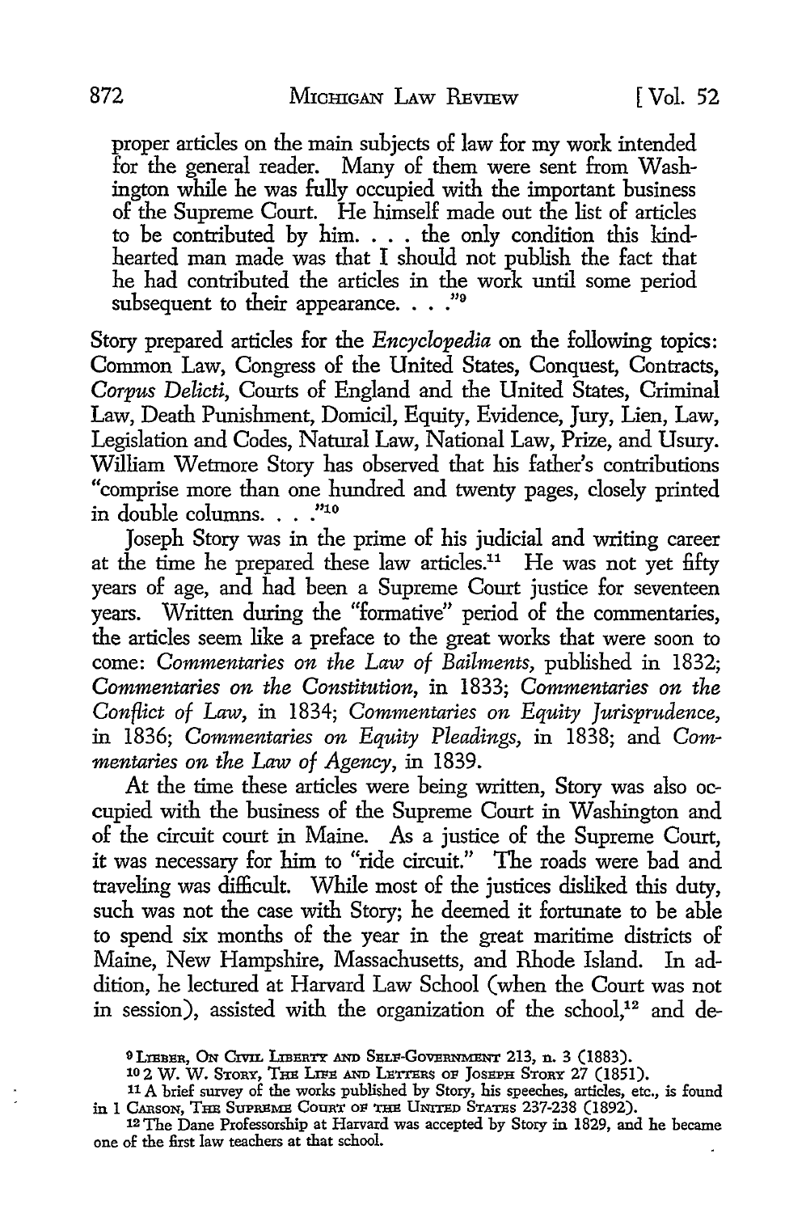proper articles on the main subjects of law for my work intended for the general reader. Many of them were sent from Washington while he was fully occupied with the important business of the Supreme Court. He himself made out the list of articles to be contributed by him. . . . the only condition this kind-hearted man made was that I should not publish the fact that he had contributed the articles in the work until some period subsequent to their appearance. . . ."[9]

Story prepared articles for the *Encyclopedia* on the following topics: Common Law, Congress of the United States, Conquest, Contracts, *Corpus Delicti*, Courts of England and the United States, Criminal Law, Death Punishment, Domicil, Equity, Evidence, Jury, Lien, Law, Legislation and Codes, Natural Law, National Law, Prize, and Usury. William Wetmore Story has observed that his father's contributions "comprise more than one hundred and twenty pages, closely printed in double columns. . . ."[10]

Joseph Story was in the prime of his judicial and writing career at the time he prepared these law articles.[11] He was not yet fifty years of age, and had been a Supreme Court justice for seventeen years. Written during the "formative" period of the commentaries, the articles seem like a preface to the great works that were soon to come: *Commentaries on the Law of Bailments*, published in 1832; *Commentaries on the Constitution*, in 1833; *Commentaries on the Conflict of Law*, in 1834; *Commentaries on Equity Jurisprudence*, in 1836; *Commentaries on Equity Pleadings*, in 1838; and *Commentaries on the Law of Agency*, in 1839.

At the time these articles were being written, Story was also occupied with the business of the Supreme Court in Washington and of the circuit court in Maine. As a justice of the Supreme Court, it was necessary for him to "ride circuit." The roads were bad and traveling was difficult. While most of the justices disliked this duty, such was not the case with Story; he deemed it fortunate to be able to spend six months of the year in the great maritime districts of Maine, New Hampshire, Massachusetts, and Rhode Island. In addition, he lectured at Harvard Law School (when the Court was not in session), assisted with the organization of the school,[12] and de-

[9] LIEBER, ON CIVIL LIBERTY AND SELF-GOVERNMENT 213, n. 3 (1883).

[10] 2 W. W. STORY, THE LIFE AND LETTERS OF JOSEPH STORY 27 (1851).

[11] A brief survey of the works published by Story, his speeches, articles, etc., is found in 1 CARSON, THE SUPREME COURT OF THE UNITED STATES 237-238 (1892).

[12] The Dane Professorship at Harvard was accepted by Story in 1829, and he became one of the first law teachers at that school.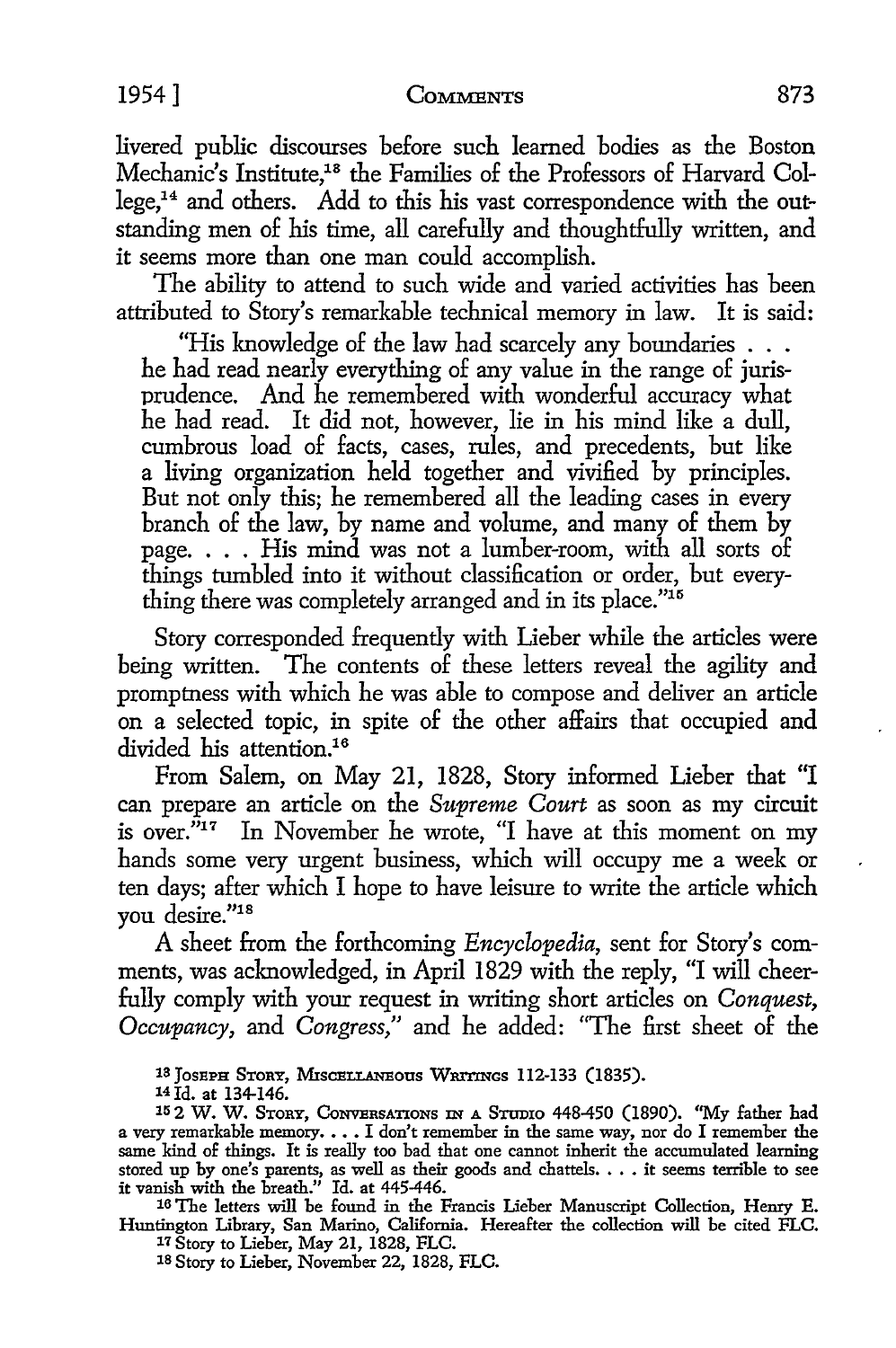livered public discourses before such learned bodies as the Boston Mechanic's Institute,[13] the Families of the Professors of Harvard College,[14] and others. Add to this his vast correspondence with the outstanding men of his time, all carefully and thoughtfully written, and it seems more than one man could accomplish.

The ability to attend to such wide and varied activities has been attributed to Story's remarkable technical memory in law. It is said:

> "His knowledge of the law had scarcely any boundaries . . . he had read nearly everything of any value in the range of jurisprudence. And he remembered with wonderful accuracy what he had read. It did not, however, lie in his mind like a dull, cumbrous load of facts, cases, rules, and precedents, but like a living organization held together and vivified by principles. But not only this; he remembered all the leading cases in every branch of the law, by name and volume, and many of them by page. . . . His mind was not a lumber-room, with all sorts of things tumbled into it without classification or order, but everything there was completely arranged and in its place."[15]

Story corresponded frequently with Lieber while the articles were being written. The contents of these letters reveal the agility and promptness with which he was able to compose and deliver an article on a selected topic, in spite of the other affairs that occupied and divided his attention.[16]

From Salem, on May 21, 1828, Story informed Lieber that "I can prepare an article on the *Supreme Court* as soon as my circuit is over."[17] In November he wrote, "I have at this moment on my hands some very urgent business, which will occupy me a week or ten days; after which I hope to have leisure to write the article which you desire."[18]

A sheet from the forthcoming *Encyclopedia*, sent for Story's comments, was acknowledged, in April 1829 with the reply, "I will cheerfully comply with your request in writing short articles on *Conquest, Occupancy,* and *Congress,*" and he added: "The first sheet of the

---

[13] Joseph Story, Miscellaneous Writings 112-133 (1835).

[14] Id. at 134-146.

[15] 2 W. W. Story, Conversations in a Studio 448-450 (1890). "My father had a very remarkable memory. . . . I don't remember in the same way, nor do I remember the same kind of things. It is really too bad that one cannot inherit the accumulated learning stored up by one's parents, as well as their goods and chattels. . . . it seems terrible to see it vanish with the breath." Id. at 445-446.

[16] The letters will be found in the Francis Lieber Manuscript Collection, Henry E. Huntington Library, San Marino, California. Hereafter the collection will be cited FLC.

[17] Story to Lieber, May 21, 1828, FLC.

[18] Story to Lieber, November 22, 1828, FLC.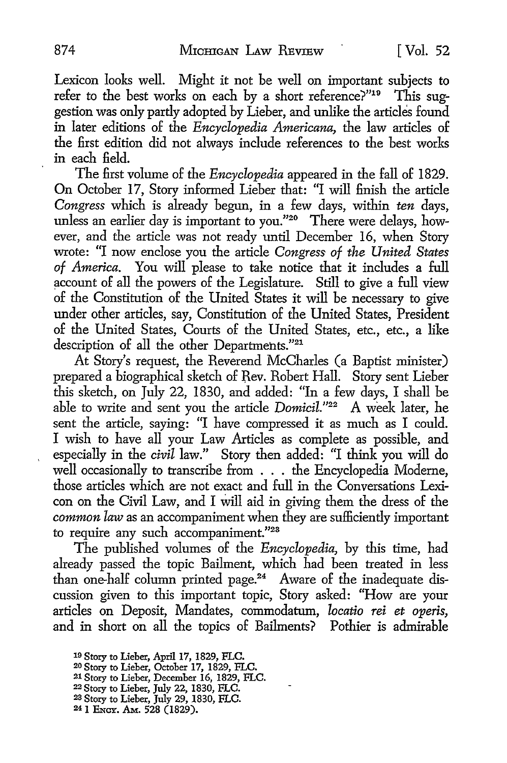Lexicon looks well. Might it not be well on important subjects to refer to the best works on each by a short reference?"[19] This suggestion was only partly adopted by Lieber, and unlike the articles found in later editions of the *Encyclopedia Americana,* the law articles of the first edition did not always include references to the best works in each field.

The first volume of the *Encyclopedia* appeared in the fall of 1829. On October 17, Story informed Lieber that: "I will finish the article *Congress* which is already begun, in a few days, within *ten* days, unless an earlier day is important to you."[20] There were delays, however, and the article was not ready until December 16, when Story wrote: "I now enclose you the article *Congress of the United States of America.* You will please to take notice that it includes a full account of all the powers of the Legislature. Still to give a full view of the Constitution of the United States it will be necessary to give under other articles, say, Constitution of the United States, President of the United States, Courts of the United States, etc., etc., a like description of all the other Departments."[21]

At Story's request, the Reverend McCharles (a Baptist minister) prepared a biographical sketch of Rev. Robert Hall. Story sent Lieber this sketch, on July 22, 1830, and added: "In a few days, I shall be able to write and sent you the article *Domicil.*"[22] A week later, he sent the article, saying: "I have compressed it as much as I could. I wish to have all your Law Articles as complete as possible, and especially in the *civil* law." Story then added: "I think you will do well occasionally to transcribe from . . . the Encyclopedia Moderne, those articles which are not exact and full in the Conversations Lexicon on the Civil Law, and I will aid in giving them the dress of the *common law* as an accompaniment when they are sufficiently important to require any such accompaniment."[23]

The published volumes of the *Encyclopedia,* by this time, had already passed the topic Bailment, which had been treated in less than one-half column printed page.[24] Aware of the inadequate discussion given to this important topic, Story asked: "How are your articles on Deposit, Mandates, commodatum, *locatio rei et operis,* and in short on all the topics of Bailments? Pothier is admirable

[19] Story to Lieber, April 17, 1829, FLC.
[20] Story to Lieber, October 17, 1829, FLC.
[21] Story to Lieber, December 16, 1829, FLC.
[22] Story to Lieber, July 22, 1830, FLC.
[23] Story to Lieber, July 29, 1830, FLC.
[24] 1 ENCY. AM. 528 (1829).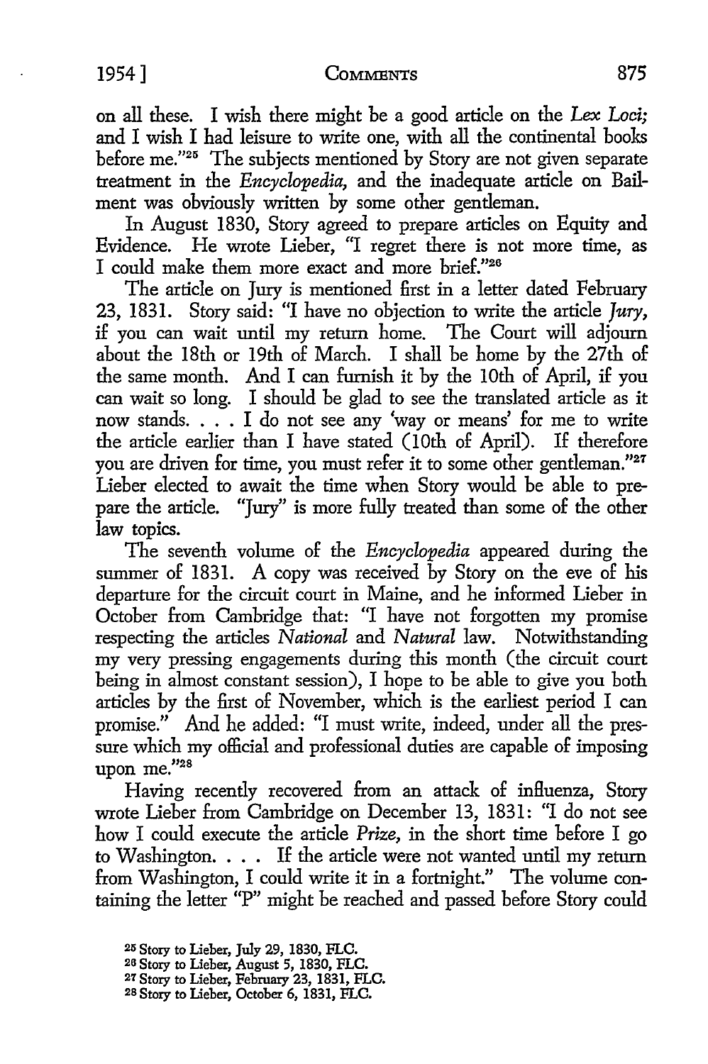on all these. I wish there might be a good article on the *Lex Loci;* and I wish I had leisure to write one, with all the continental books before me."[25] The subjects mentioned by Story are not given separate treatment in the *Encyclopedia,* and the inadequate article on Bailment was obviously written by some other gentleman.

In August 1830, Story agreed to prepare articles on Equity and Evidence. He wrote Lieber, "I regret there is not more time, as I could make them more exact and more brief."[26]

The article on Jury is mentioned first in a letter dated February 23, 1831. Story said: "I have no objection to write the article *Jury,* if you can wait until my return home. The Court will adjourn about the 18th or 19th of March. I shall be home by the 27th of the same month. And I can furnish it by the 10th of April, if you can wait so long. I should be glad to see the translated article as it now stands. . . . I do not see any 'way or means' for me to write the article earlier than I have stated (10th of April). If therefore you are driven for time, you must refer it to some other gentleman."[27] Lieber elected to await the time when Story would be able to prepare the article. "Jury" is more fully treated than some of the other law topics.

The seventh volume of the *Encyclopedia* appeared during the summer of 1831. A copy was received by Story on the eve of his departure for the circuit court in Maine, and he informed Lieber in October from Cambridge that: "I have not forgotten my promise respecting the articles *National* and *Natural* law. Notwithstanding my very pressing engagements during this month (the circuit court being in almost constant session), I hope to be able to give you both articles by the first of November, which is the earliest period I can promise." And he added: "I must write, indeed, under all the pressure which my official and professional duties are capable of imposing upon me."[28]

Having recently recovered from an attack of influenza, Story wrote Lieber from Cambridge on December 13, 1831: "I do not see how I could execute the article *Prize,* in the short time before I go to Washington. . . . If the article were not wanted until my return from Washington, I could write it in a fortnight." The volume containing the letter "P" might be reached and passed before Story could

[25] Story to Lieber, July 29, 1830, FLC.

[26] Story to Lieber, August 5, 1830, FLC.

[27] Story to Lieber, February 23, 1831, FLC.

[28] Story to Lieber, October 6, 1831, FLC.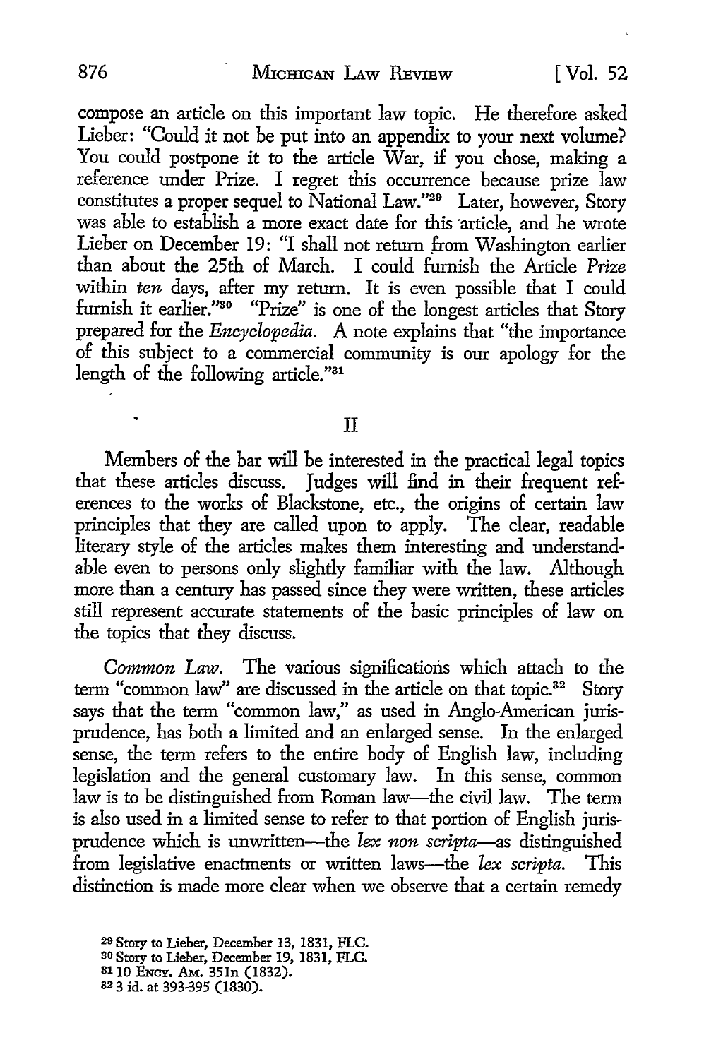compose an article on this important law topic. He therefore asked Lieber: "Could it not be put into an appendix to your next volume? You could postpone it to the article War, if you chose, making a reference under Prize. I regret this occurrence because prize law constitutes a proper sequel to National Law."[29] Later, however, Story was able to establish a more exact date for this article, and he wrote Lieber on December 19: "I shall not return from Washington earlier than about the 25th of March. I could furnish the Article *Prize* within *ten* days, after my return. It is even possible that I could furnish it earlier."[30] "Prize" is one of the longest articles that Story prepared for the *Encyclopedia*. A note explains that "the importance of this subject to a commercial community is our apology for the length of the following article."[31]

## II

Members of the bar will be interested in the practical legal topics that these articles discuss. Judges will find in their frequent references to the works of Blackstone, etc., the origins of certain law principles that they are called upon to apply. The clear, readable literary style of the articles makes them interesting and understandable even to persons only slightly familiar with the law. Although more than a century has passed since they were written, these articles still represent accurate statements of the basic principles of law on the topics that they discuss.

*Common Law.* The various significations which attach to the term "common law" are discussed in the article on that topic.[32] Story says that the term "common law," as used in Anglo-American jurisprudence, has both a limited and an enlarged sense. In the enlarged sense, the term refers to the entire body of English law, including legislation and the general customary law. In this sense, common law is to be distinguished from Roman law—the civil law. The term is also used in a limited sense to refer to that portion of English jurisprudence which is unwritten—the *lex non scripta*—as distinguished from legislative enactments or written laws—the *lex scripta*. This distinction is made more clear when we observe that a certain remedy

[29] Story to Lieber, December 13, 1831, FLC.
[30] Story to Lieber, December 19, 1831, FLC.
[31] 10 ENCY. AM. 351n (1832).
[32] 3 id. at 393-395 (1830).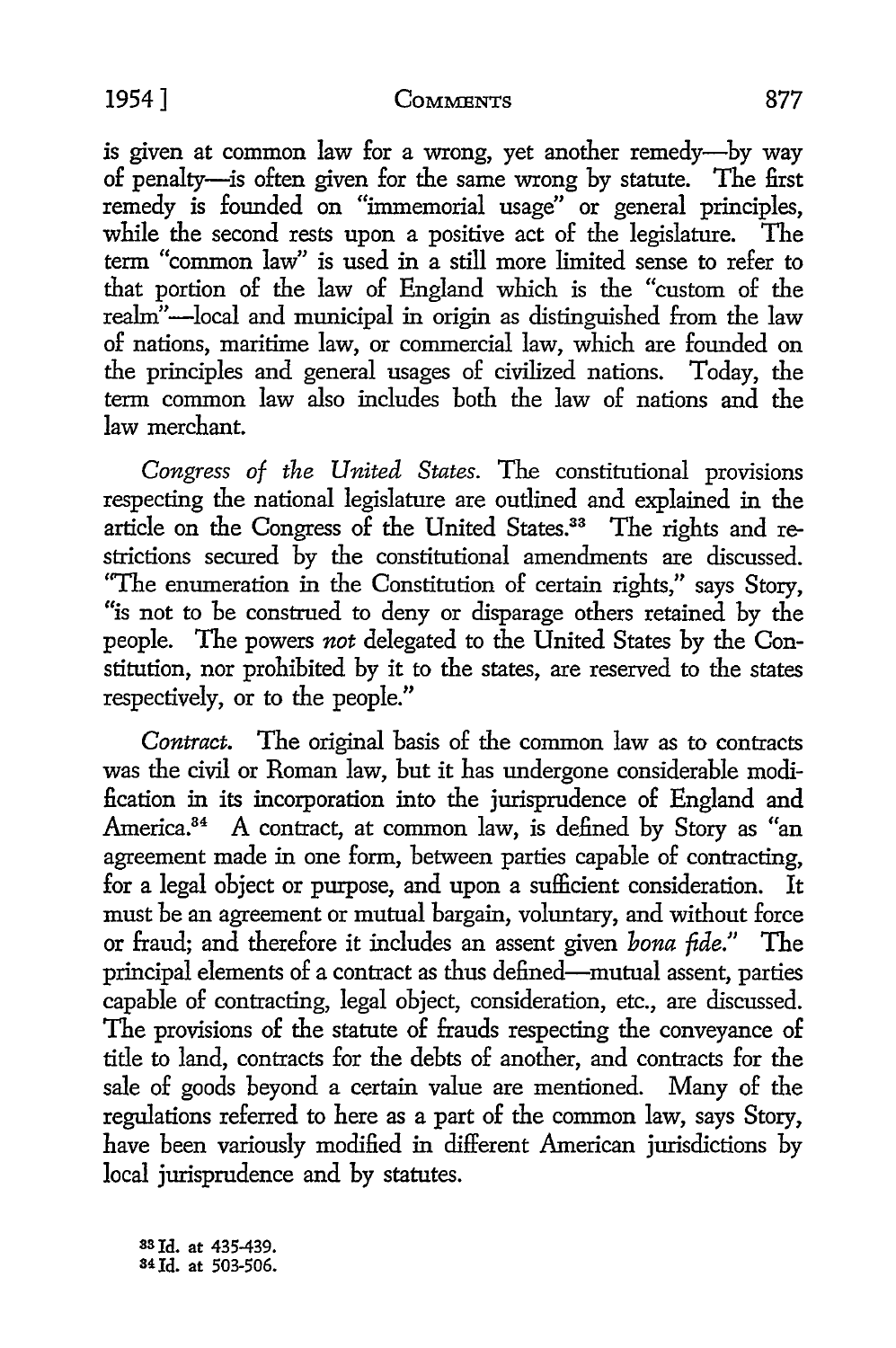is given at common law for a wrong, yet another remedy—by way of penalty—is often given for the same wrong by statute. The first remedy is founded on "immemorial usage" or general principles, while the second rests upon a positive act of the legislature. The term "common law" is used in a still more limited sense to refer to that portion of the law of England which is the "custom of the realm"—local and municipal in origin as distinguished from the law of nations, maritime law, or commercial law, which are founded on the principles and general usages of civilized nations. Today, the term common law also includes both the law of nations and the law merchant.

*Congress of the United States.* The constitutional provisions respecting the national legislature are outlined and explained in the article on the Congress of the United States.[33] The rights and restrictions secured by the constitutional amendments are discussed. "The enumeration in the Constitution of certain rights," says Story, "is not to be construed to deny or disparage others retained by the people. The powers *not* delegated to the United States by the Constitution, nor prohibited by it to the states, are reserved to the states respectively, or to the people."

*Contract.* The original basis of the common law as to contracts was the civil or Roman law, but it has undergone considerable modification in its incorporation into the jurisprudence of England and America.[34] A contract, at common law, is defined by Story as "an agreement made in one form, between parties capable of contracting, for a legal object or purpose, and upon a sufficient consideration. It must be an agreement or mutual bargain, voluntary, and without force or fraud; and therefore it includes an assent given *bona fide*." The principal elements of a contract as thus defined—mutual assent, parties capable of contracting, legal object, consideration, etc., are discussed. The provisions of the statute of frauds respecting the conveyance of title to land, contracts for the debts of another, and contracts for the sale of goods beyond a certain value are mentioned. Many of the regulations referred to here as a part of the common law, says Story, have been variously modified in different American jurisdictions by local jurisprudence and by statutes.

[33] Id. at 435-439.
[34] Id. at 503-506.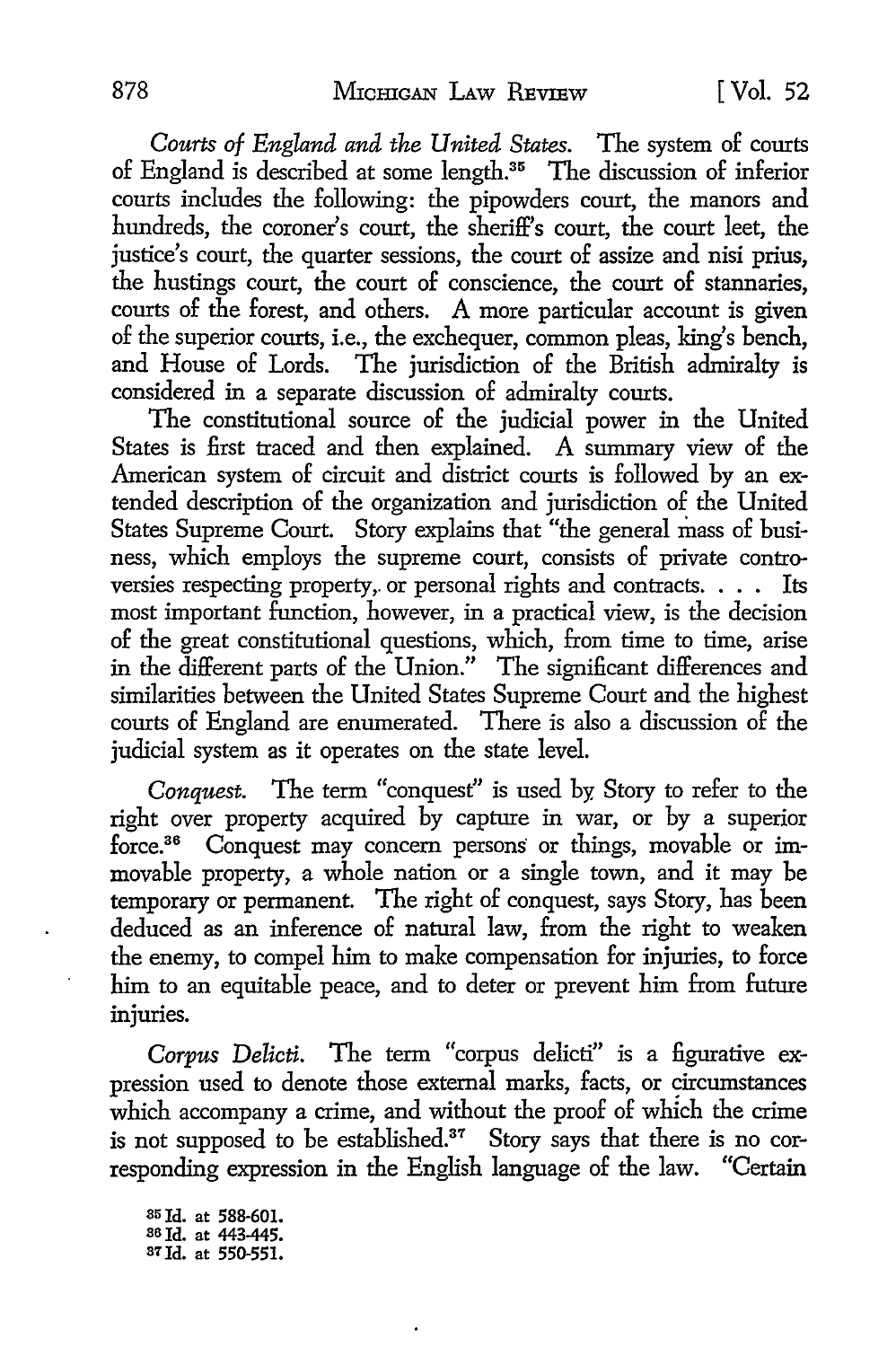*Courts of England and the United States.* The system of courts of England is described at some length.[35] The discussion of inferior courts includes the following: the pipowders court, the manors and hundreds, the coroner's court, the sheriff's court, the court leet, the justice's court, the quarter sessions, the court of assize and nisi prius, the hustings court, the court of conscience, the court of stannaries, courts of the forest, and others. A more particular account is given of the superior courts, i.e., the exchequer, common pleas, king's bench, and House of Lords. The jurisdiction of the British admiralty is considered in a separate discussion of admiralty courts.

The constitutional source of the judicial power in the United States is first traced and then explained. A summary view of the American system of circuit and district courts is followed by an extended description of the organization and jurisdiction of the United States Supreme Court. Story explains that "the general mass of business, which employs the supreme court, consists of private controversies respecting property, or personal rights and contracts. . . . Its most important function, however, in a practical view, is the decision of the great constitutional questions, which, from time to time, arise in the different parts of the Union." The significant differences and similarities between the United States Supreme Court and the highest courts of England are enumerated. There is also a discussion of the judicial system as it operates on the state level.

*Conquest.* The term "conquest" is used by Story to refer to the right over property acquired by capture in war, or by a superior force.[36] Conquest may concern persons or things, movable or immovable property, a whole nation or a single town, and it may be temporary or permanent. The right of conquest, says Story, has been deduced as an inference of natural law, from the right to weaken the enemy, to compel him to make compensation for injuries, to force him to an equitable peace, and to deter or prevent him from future injuries.

*Corpus Delicti.* The term "corpus delicti" is a figurative expression used to denote those external marks, facts, or circumstances which accompany a crime, and without the proof of which the crime is not supposed to be established.[37] Story says that there is no corresponding expression in the English language of the law. "Certain

[35] Id. at 588-601.
[36] Id. at 443-445.
[37] Id. at 550-551.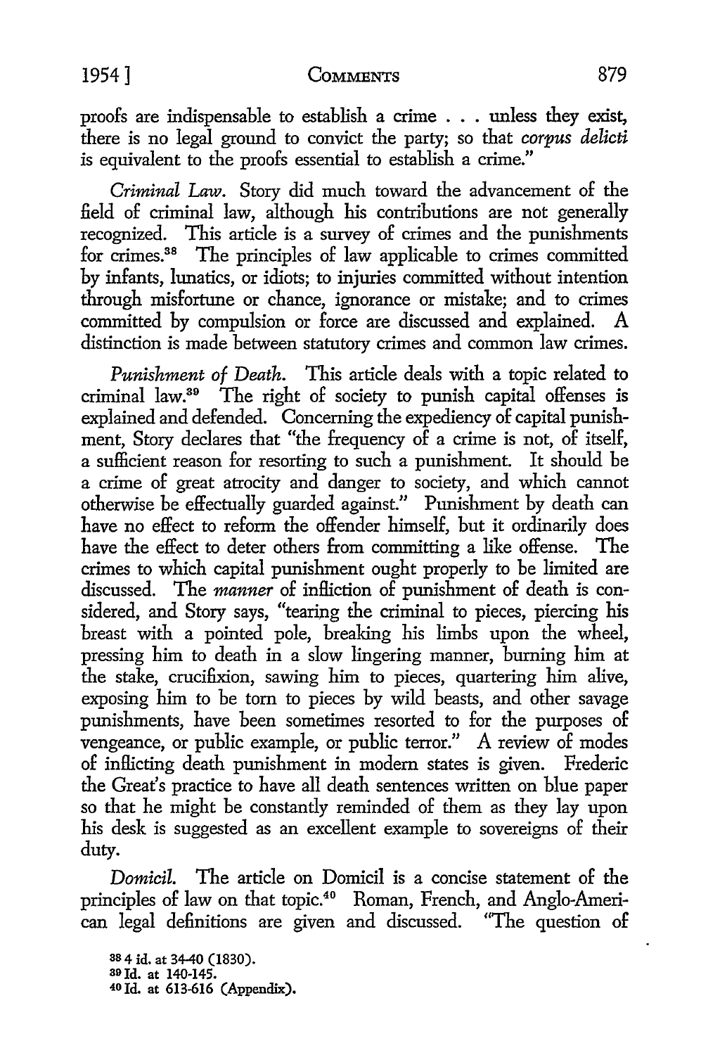proofs are indispensable to establish a crime . . . unless they exist, there is no legal ground to convict the party; so that *corpus delicti* is equivalent to the proofs essential to establish a crime."

*Criminal Law.* Story did much toward the advancement of the field of criminal law, although his contributions are not generally recognized. This article is a survey of crimes and the punishments for crimes.[38] The principles of law applicable to crimes committed by infants, lunatics, or idiots; to injuries committed without intention through misfortune or chance, ignorance or mistake; and to crimes committed by compulsion or force are discussed and explained. A distinction is made between statutory crimes and common law crimes.

*Punishment of Death.* This article deals with a topic related to criminal law.[39] The right of society to punish capital offenses is explained and defended. Concerning the expediency of capital punishment, Story declares that "the frequency of a crime is not, of itself, a sufficient reason for resorting to such a punishment. It should be a crime of great atrocity and danger to society, and which cannot otherwise be effectually guarded against." Punishment by death can have no effect to reform the offender himself, but it ordinarily does have the effect to deter others from committing a like offense. The crimes to which capital punishment ought properly to be limited are discussed. The *manner* of infliction of punishment of death is considered, and Story says, "tearing the criminal to pieces, piercing his breast with a pointed pole, breaking his limbs upon the wheel, pressing him to death in a slow lingering manner, burning him at the stake, crucifixion, sawing him to pieces, quartering him alive, exposing him to be torn to pieces by wild beasts, and other savage punishments, have been sometimes resorted to for the purposes of vengeance, or public example, or public terror." A review of modes of inflicting death punishment in modern states is given. Frederic the Great's practice to have all death sentences written on blue paper so that he might be constantly reminded of them as they lay upon his desk is suggested as an excellent example to sovereigns of their duty.

*Domicil.* The article on Domicil is a concise statement of the principles of law on that topic.[40] Roman, French, and Anglo-American legal definitions are given and discussed. "The question of

[38] 4 id. at 34-40 (1830).
[39] Id. at 140-145.
[40] Id. at 613-616 (Appendix).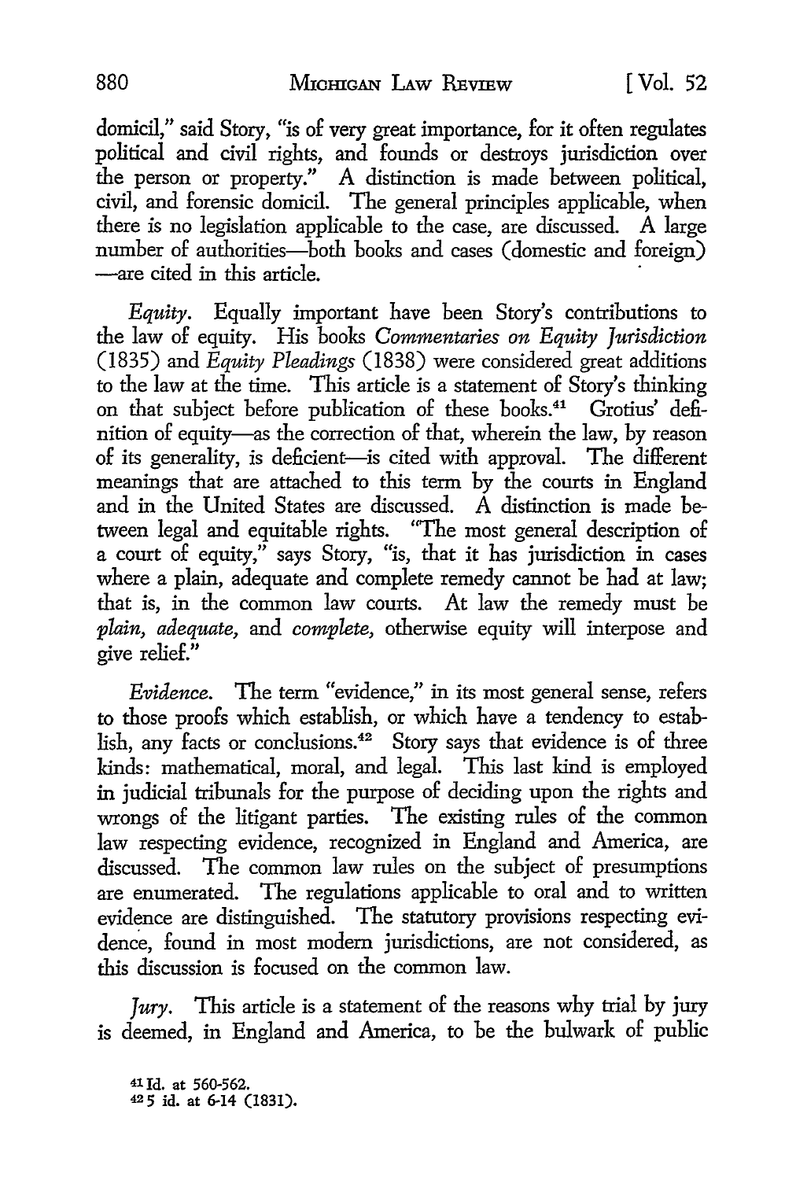domicil," said Story, "is of very great importance, for it often regulates political and civil rights, and founds or destroys jurisdiction over the person or property." A distinction is made between political, civil, and forensic domicil. The general principles applicable, when there is no legislation applicable to the case, are discussed. A large number of authorities—both books and cases (domestic and foreign) —are cited in this article.

*Equity*. Equally important have been Story's contributions to the law of equity. His books *Commentaries on Equity Jurisdiction* (1835) and *Equity Pleadings* (1838) were considered great additions to the law at the time. This article is a statement of Story's thinking on that subject before publication of these books.[41] Grotius' definition of equity—as the correction of that, wherein the law, by reason of its generality, is deficient—is cited with approval. The different meanings that are attached to this term by the courts in England and in the United States are discussed. A distinction is made between legal and equitable rights. "The most general description of a court of equity," says Story, "is, that it has jurisdiction in cases where a plain, adequate and complete remedy cannot be had at law; that is, in the common law courts. At law the remedy must be *plain, adequate,* and *complete,* otherwise equity will interpose and give relief."

*Evidence*. The term "evidence," in its most general sense, refers to those proofs which establish, or which have a tendency to establish, any facts or conclusions.[42] Story says that evidence is of three kinds: mathematical, moral, and legal. This last kind is employed in judicial tribunals for the purpose of deciding upon the rights and wrongs of the litigant parties. The existing rules of the common law respecting evidence, recognized in England and America, are discussed. The common law rules on the subject of presumptions are enumerated. The regulations applicable to oral and to written evidence are distinguished. The statutory provisions respecting evidence, found in most modern jurisdictions, are not considered, as this discussion is focused on the common law.

*Jury*. This article is a statement of the reasons why trial by jury is deemed, in England and America, to be the bulwark of public

[41] Id. at 560-562.
[42] 5 id. at 6-14 (1831).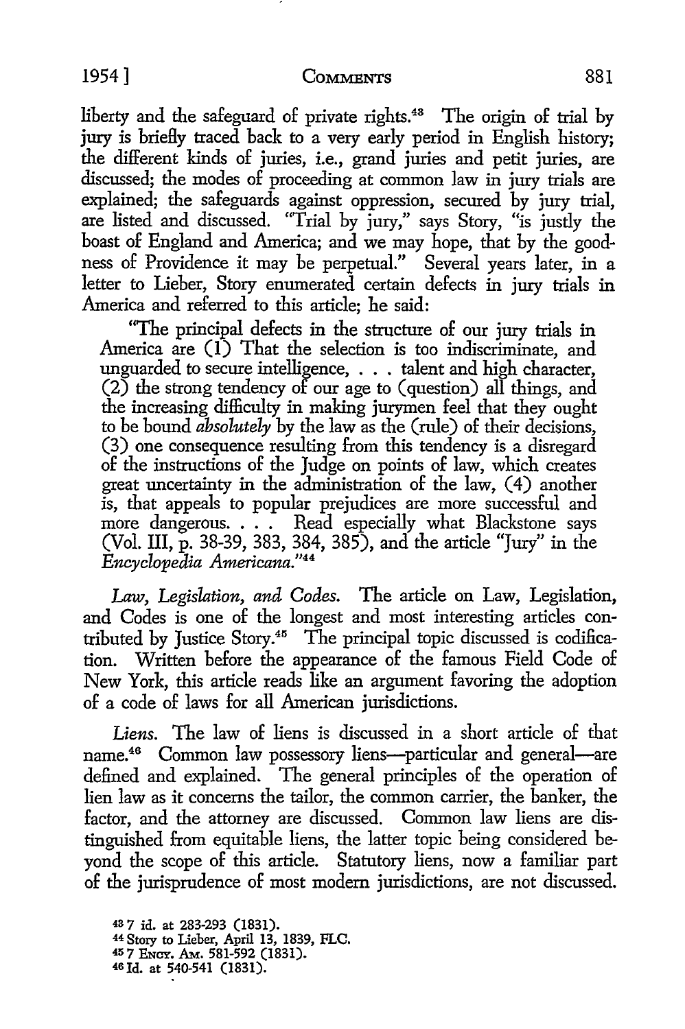liberty and the safeguard of private rights.[43] The origin of trial by jury is briefly traced back to a very early period in English history; the different kinds of juries, i.e., grand juries and petit juries, are discussed; the modes of proceeding at common law in jury trials are explained; the safeguards against oppression, secured by jury trial, are listed and discussed. "Trial by jury," says Story, "is justly the boast of England and America; and we may hope, that by the goodness of Providence it may be perpetual." Several years later, in a letter to Lieber, Story enumerated certain defects in jury trials in America and referred to this article; he said:

> "The principal defects in the structure of our jury trials in America are (1) That the selection is too indiscriminate, and unguarded to secure intelligence, . . . talent and high character, (2) the strong tendency of our age to (question) all things, and the increasing difficulty in making jurymen feel that they ought to be bound *absolutely* by the law as the (rule) of their decisions, (3) one consequence resulting from this tendency is a disregard of the instructions of the Judge on points of law, which creates great uncertainty in the administration of the law, (4) another is, that appeals to popular prejudices are more successful and more dangerous. . . . Read especially what Blackstone says (Vol. III, p. 38-39, 383, 384, 385), and the article "Jury" in the *Encyclopedia Americana.*"[44]

*Law, Legislation, and Codes.* The article on Law, Legislation, and Codes is one of the longest and most interesting articles contributed by Justice Story.[45] The principal topic discussed is codification. Written before the appearance of the famous Field Code of New York, this article reads like an argument favoring the adoption of a code of laws for all American jurisdictions.

*Liens.* The law of liens is discussed in a short article of that name.[46] Common law possessory liens—particular and general—are defined and explained. The general principles of the operation of lien law as it concerns the tailor, the common carrier, the banker, the factor, and the attorney are discussed. Common law liens are distinguished from equitable liens, the latter topic being considered beyond the scope of this article. Statutory liens, now a familiar part of the jurisprudence of most modern jurisdictions, are not discussed.

---

[43] 7 id. at 283-293 (1831).

[44] Story to Lieber, April 13, 1839, FLC.

[45] 7 ENCY. AM. 581-592 (1831).

[46] Id. at 540-541 (1831).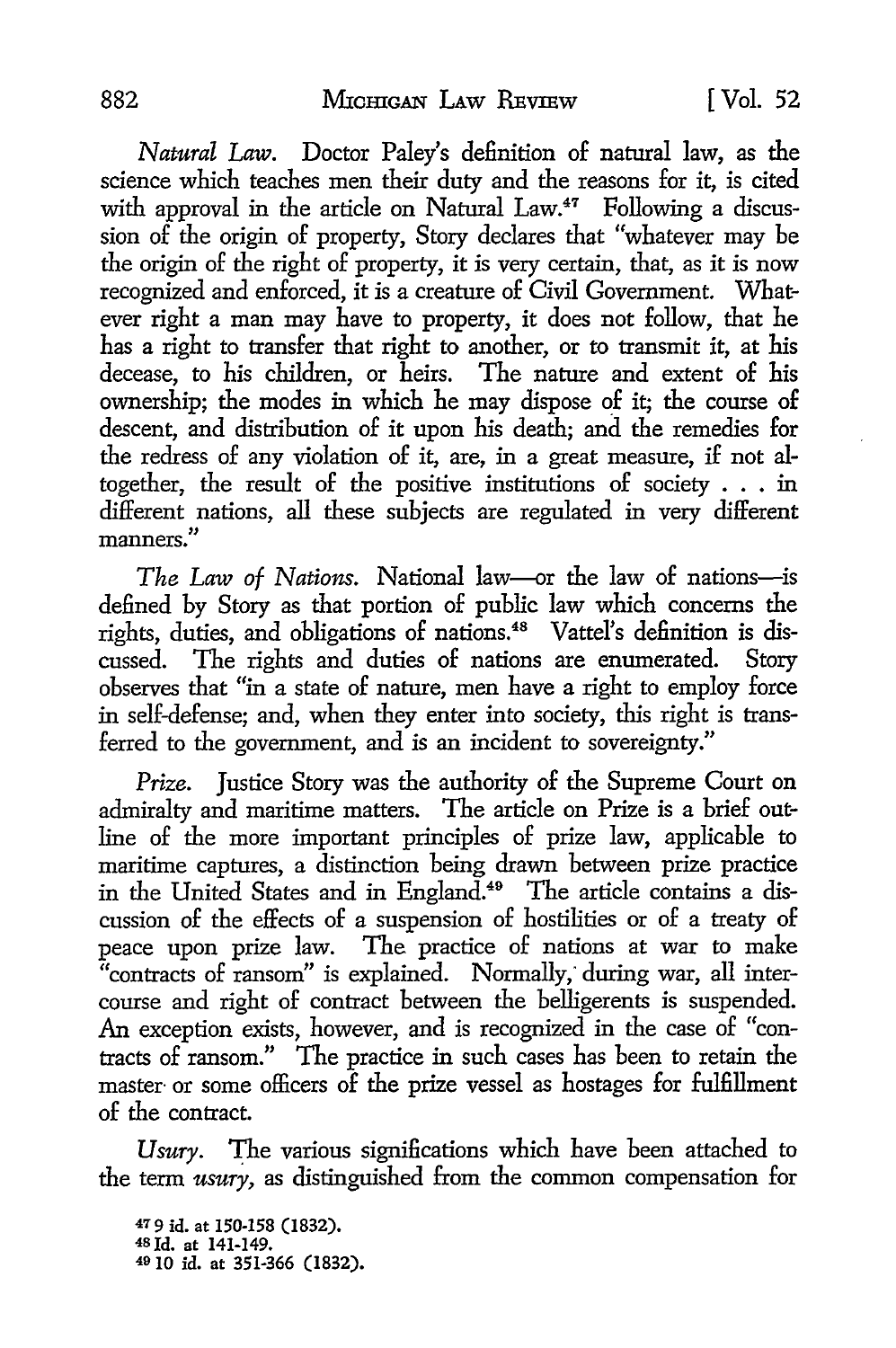*Natural Law.* Doctor Paley's definition of natural law, as the science which teaches men their duty and the reasons for it, is cited with approval in the article on Natural Law.[47] Following a discussion of the origin of property, Story declares that "whatever may be the origin of the right of property, it is very certain, that, as it is now recognized and enforced, it is a creature of Civil Government. Whatever right a man may have to property, it does not follow, that he has a right to transfer that right to another, or to transmit it, at his decease, to his children, or heirs. The nature and extent of his ownership; the modes in which he may dispose of it; the course of descent, and distribution of it upon his death; and the remedies for the redress of any violation of it, are, in a great measure, if not altogether, the result of the positive institutions of society . . . in different nations, all these subjects are regulated in very different manners."

*The Law of Nations.* National law—or the law of nations—is defined by Story as that portion of public law which concerns the rights, duties, and obligations of nations.[48] Vattel's definition is discussed. The rights and duties of nations are enumerated. Story observes that "in a state of nature, men have a right to employ force in self-defense; and, when they enter into society, this right is transferred to the government, and is an incident to sovereignty."

*Prize.* Justice Story was the authority of the Supreme Court on admiralty and maritime matters. The article on Prize is a brief outline of the more important principles of prize law, applicable to maritime captures, a distinction being drawn between prize practice in the United States and in England.[49] The article contains a discussion of the effects of a suspension of hostilities or of a treaty of peace upon prize law. The practice of nations at war to make "contracts of ransom" is explained. Normally, during war, all intercourse and right of contract between the belligerents is suspended. An exception exists, however, and is recognized in the case of "contracts of ransom." The practice in such cases has been to retain the master or some officers of the prize vessel as hostages for fulfillment of the contract.

*Usury.* The various significations which have been attached to the term *usury,* as distinguished from the common compensation for

[47] 9 id. at 150-158 (1832).
[48] Id. at 141-149.
[49] 10 id. at 351-366 (1832).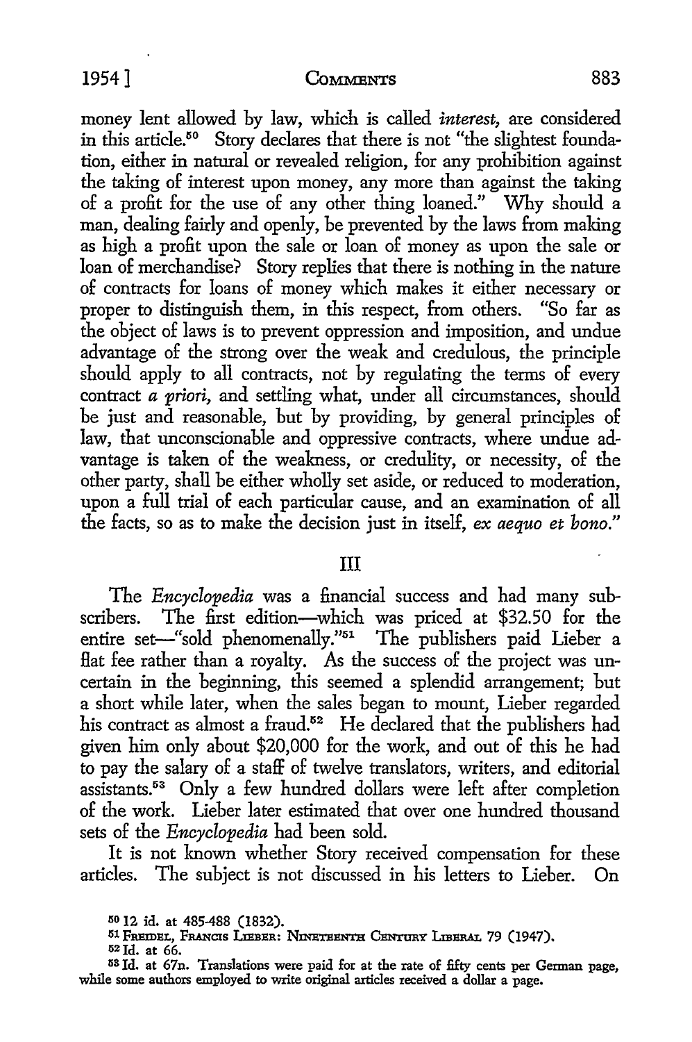money lent allowed by law, which is called *interest*, are considered in this article.[50] Story declares that there is not "the slightest foundation, either in natural or revealed religion, for any prohibition against the taking of interest upon money, any more than against the taking of a profit for the use of any other thing loaned." Why should a man, dealing fairly and openly, be prevented by the laws from making as high a profit upon the sale or loan of money as upon the sale or loan of merchandise? Story replies that there is nothing in the nature of contracts for loans of money which makes it either necessary or proper to distinguish them, in this respect, from others. "So far as the object of laws is to prevent oppression and imposition, and undue advantage of the strong over the weak and credulous, the principle should apply to all contracts, not by regulating the terms of every contract *a priori*, and settling what, under all circumstances, should be just and reasonable, but by providing, by general principles of law, that unconscionable and oppressive contracts, where undue advantage is taken of the weakness, or credulity, or necessity, of the other party, shall be either wholly set aside, or reduced to moderation, upon a full trial of each particular cause, and an examination of all the facts, so as to make the decision just in itself, *ex aequo et bono*."

## III

The *Encyclopedia* was a financial success and had many subscribers. The first edition—which was priced at $32.50 for the entire set—"sold phenomenally."[51] The publishers paid Lieber a flat fee rather than a royalty. As the success of the project was uncertain in the beginning, this seemed a splendid arrangement; but a short while later, when the sales began to mount, Lieber regarded his contract as almost a fraud.[52] He declared that the publishers had given him only about $20,000 for the work, and out of this he had to pay the salary of a staff of twelve translators, writers, and editorial assistants.[53] Only a few hundred dollars were left after completion of the work. Lieber later estimated that over one hundred thousand sets of the *Encyclopedia* had been sold.

It is not known whether Story received compensation for these articles. The subject is not discussed in his letters to Lieber. On

---

[50] 12 id. at 485-488 (1832).

[51] Freidel, Francis Lieber: Nineteenth Century Liberal 79 (1947).

[52] Id. at 66.

[53] Id. at 67n. Translations were paid for at the rate of fifty cents per German page, while some authors employed to write original articles received a dollar a page.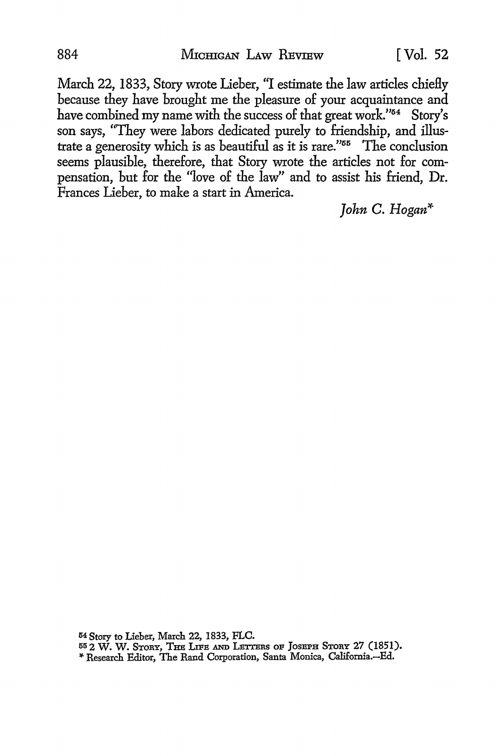March 22, 1833, Story wrote Lieber, "I estimate the law articles chiefly because they have brought me the pleasure of your acquaintance and have combined my name with the success of that great work."[54] Story's son says, "They were labors dedicated purely to friendship, and illustrate a generosity which is as beautiful as it is rare."[55] The conclusion seems plausible, therefore, that Story wrote the articles not for compensation, but for the "love of the law" and to assist his friend, Dr. Frances Lieber, to make a start in America.

*John C. Hogan\**

[54] Story to Lieber, March 22, 1833, FLC.

[55] 2 W. W. STORY, THE LIFE AND LETTERS OF JOSEPH STORY 27 (1851).

\* Research Editor, The Rand Corporation, Santa Monica, California.—Ed.